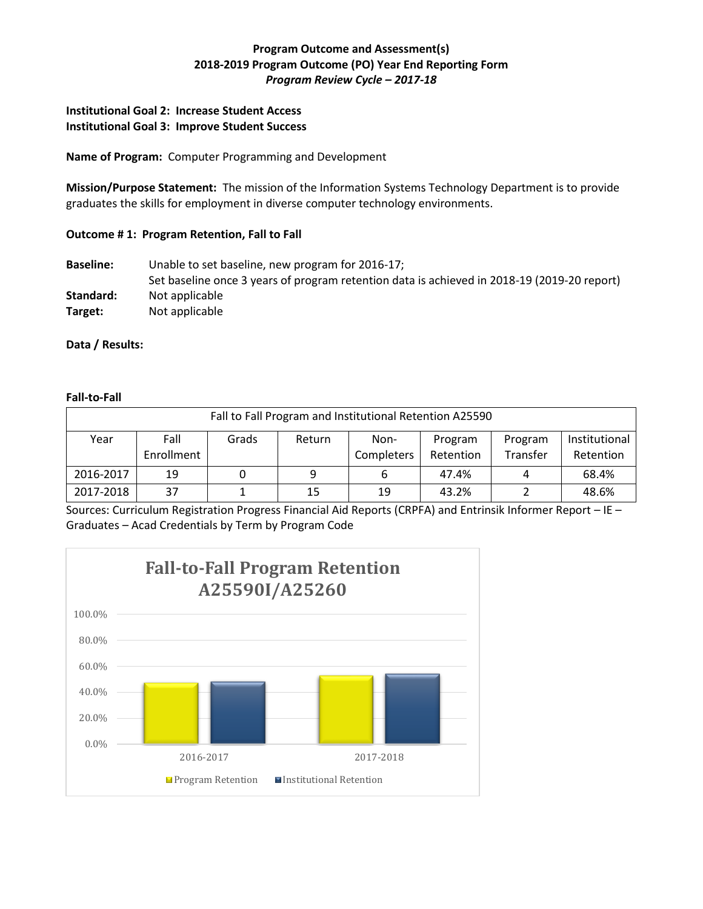**Program Outcome and Assessment(s)**
**2018-2019 Program Outcome (PO) Year End Reporting Form**
***Program Review Cycle – 2017-18***

**Institutional Goal 2: Increase Student Access**
**Institutional Goal 3: Improve Student Success**

**Name of Program:** Computer Programming and Development

**Mission/Purpose Statement:** The mission of the Information Systems Technology Department is to provide graduates the skills for employment in diverse computer technology environments.

**Outcome # 1: Program Retention, Fall to Fall**

**Baseline:** Unable to set baseline, new program for 2016-17;
Set baseline once 3 years of program retention data is achieved in 2018-19 (2019-20 report)
**Standard:** Not applicable
**Target:** Not applicable

**Data / Results:**

**Fall-to-Fall**

| Fall to Fall Program and Institutional Retention A25590 | | | | | | | |
|---|---|---|---|---|---|---|---|
| Year | Fall Enrollment | Grads | Return | Non-Completers | Program Retention | Program Transfer | Institutional Retention |
| 2016-2017 | 19 | 0 | 9 | 6 | 47.4% | 4 | 68.4% |
| 2017-2018 | 37 | 1 | 15 | 19 | 43.2% | 2 | 48.6% |

Sources: Curriculum Registration Progress Financial Aid Reports (CRPFA) and Entrinsik Informer Report – IE – Graduates – Acad Credentials by Term by Program Code

**Fall-to-Fall Program Retention A25590I/A25260**

| Year | Program Retention | Institutional Retention |
|---|---|---|
| 2016-2017 | ~47% | ~48% |
| 2017-2018 | ~53% | ~54% |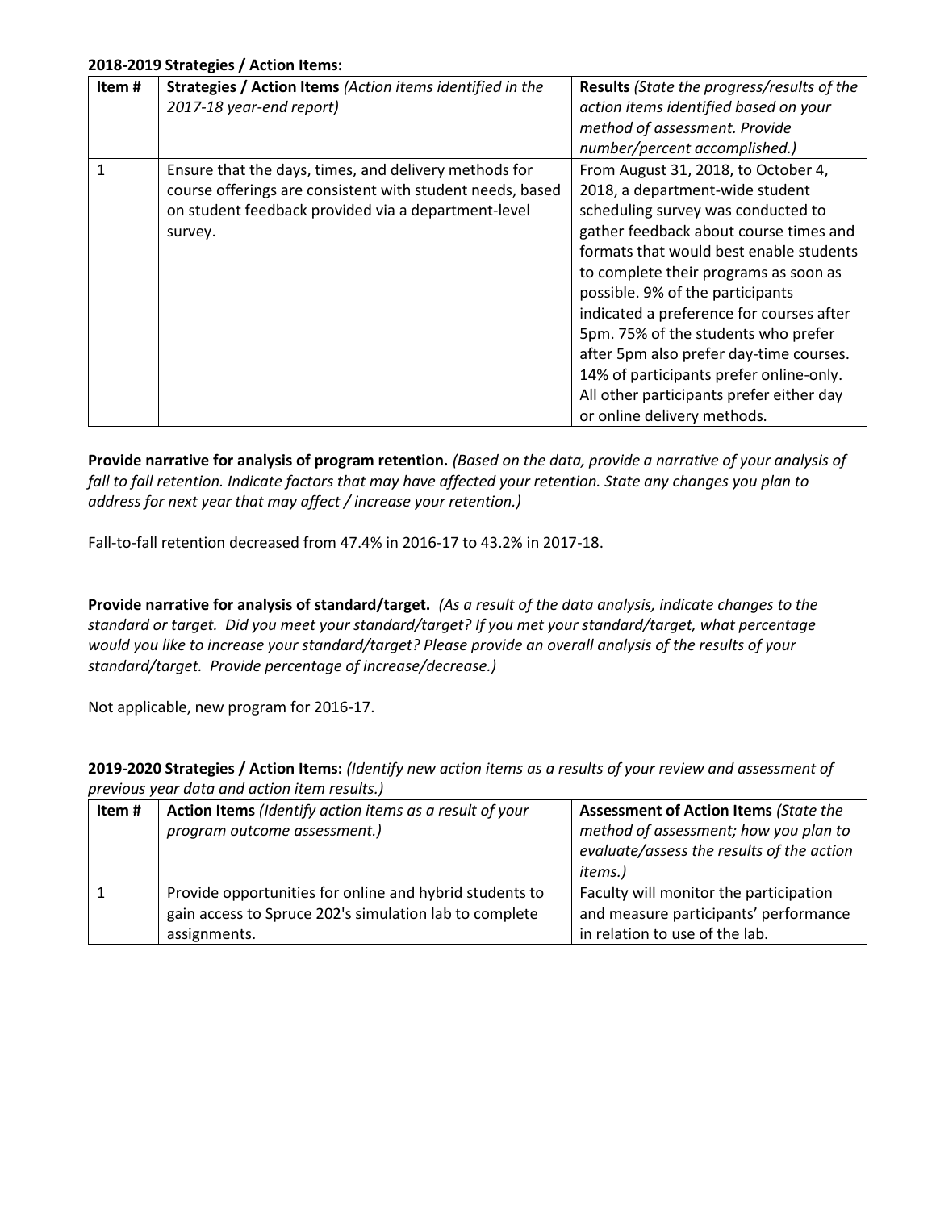**2018-2019 Strategies / Action Items:**

| Item # | **Strategies / Action Items** *(Action items identified in the 2017-18 year-end report)* | **Results** *(State the progress/results of the action items identified based on your method of assessment. Provide number/percent accomplished.)* |
| --- | --- | --- |
| 1 | Ensure that the days, times, and delivery methods for course offerings are consistent with student needs, based on student feedback provided via a department-level survey. | From August 31, 2018, to October 4, 2018, a department-wide student scheduling survey was conducted to gather feedback about course times and formats that would best enable students to complete their programs as soon as possible. 9% of the participants indicated a preference for courses after 5pm. 75% of the students who prefer after 5pm also prefer day-time courses. 14% of participants prefer online-only. All other participants prefer either day or online delivery methods. |

**Provide narrative for analysis of program retention.** *(Based on the data, provide a narrative of your analysis of fall to fall retention. Indicate factors that may have affected your retention. State any changes you plan to address for next year that may affect / increase your retention.)*

Fall-to-fall retention decreased from 47.4% in 2016-17 to 43.2% in 2017-18.

**Provide narrative for analysis of standard/target.** *(As a result of the data analysis, indicate changes to the standard or target. Did you meet your standard/target? If you met your standard/target, what percentage would you like to increase your standard/target? Please provide an overall analysis of the results of your standard/target. Provide percentage of increase/decrease.)*

Not applicable, new program for 2016-17.

**2019-2020 Strategies / Action Items:** *(Identify new action items as a results of your review and assessment of previous year data and action item results.)*

| Item # | **Action Items** *(Identify action items as a result of your program outcome assessment.)* | **Assessment of Action Items** *(State the method of assessment; how you plan to evaluate/assess the results of the action items.)* |
| --- | --- | --- |
| 1 | Provide opportunities for online and hybrid students to gain access to Spruce 202's simulation lab to complete assignments. | Faculty will monitor the participation and measure participants' performance in relation to use of the lab. |